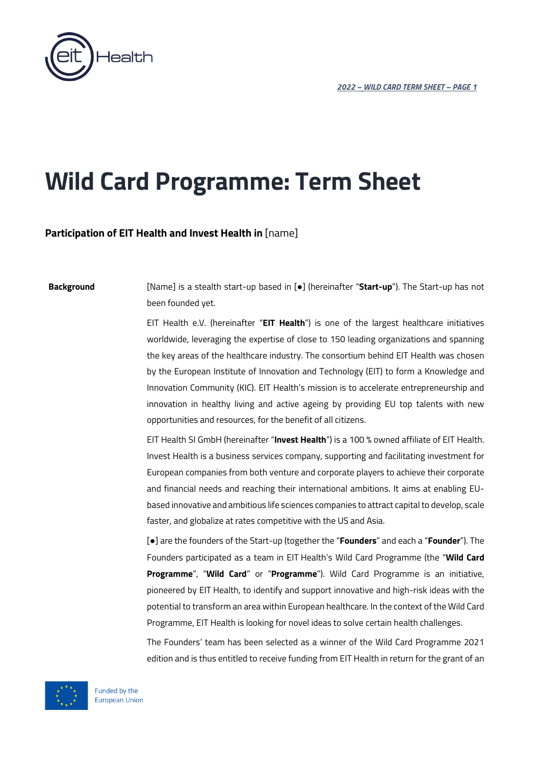# Wild Card Programme: Term Sheet

**Participation of EIT Health and Invest Health in** [name]

| | |
|---|---|
| **Background** | [Name] is a stealth start-up based in [●] (hereinafter "**Start-up**"). The Start-up has not been founded yet.<br><br>EIT Health e.V. (hereinafter "**EIT Health**") is one of the largest healthcare initiatives worldwide, leveraging the expertise of close to 150 leading organizations and spanning the key areas of the healthcare industry. The consortium behind EIT Health was chosen by the European Institute of Innovation and Technology (EIT) to form a Knowledge and Innovation Community (KIC). EIT Health's mission is to accelerate entrepreneurship and innovation in healthy living and active ageing by providing EU top talents with new opportunities and resources, for the benefit of all citizens.<br><br>EIT Health SI GmbH (hereinafter "**Invest Health**") is a 100 % owned affiliate of EIT Health. Invest Health is a business services company, supporting and facilitating investment for European companies from both venture and corporate players to achieve their corporate and financial needs and reaching their international ambitions. It aims at enabling EU-based innovative and ambitious life sciences companies to attract capital to develop, scale faster, and globalize at rates competitive with the US and Asia.<br><br>[●] are the founders of the Start-up (together the "**Founders**" and each a "**Founder**"). The Founders participated as a team in EIT Health's Wild Card Programme (the "**Wild Card Programme**", "**Wild Card**" or "**Programme**"). Wild Card Programme is an initiative, pioneered by EIT Health, to identify and support innovative and high-risk ideas with the potential to transform an area within European healthcare. In the context of the Wild Card Programme, EIT Health is looking for novel ideas to solve certain health challenges.<br><br>The Founders' team has been selected as a winner of the Wild Card Programme 2021 edition and is thus entitled to receive funding from EIT Health in return for the grant of an |

Funded by the European Union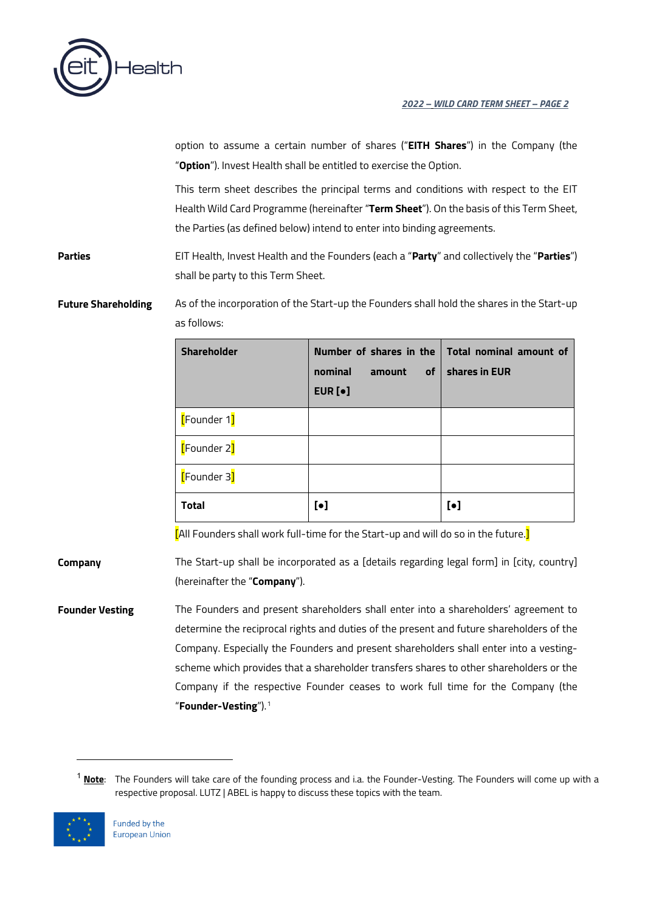option to assume a certain number of shares ("**EITH Shares**") in the Company (the "**Option**"). Invest Health shall be entitled to exercise the Option.

This term sheet describes the principal terms and conditions with respect to the EIT Health Wild Card Programme (hereinafter "**Term Sheet**"). On the basis of this Term Sheet, the Parties (as defined below) intend to enter into binding agreements.

**Parties**

EIT Health, Invest Health and the Founders (each a "**Party**" and collectively the "**Parties**") shall be party to this Term Sheet.

**Future Shareholding**

As of the incorporation of the Start-up the Founders shall hold the shares in the Start-up as follows:

| Shareholder | Number of shares in the nominal amount of EUR [•] | Total nominal amount of shares in EUR |
|---|---|---|
| [Founder 1] | | |
| [Founder 2] | | |
| [Founder 3] | | |
| **Total** | **[•]** | **[•]** |

[All Founders shall work full-time for the Start-up and will do so in the future.]

**Company**

The Start-up shall be incorporated as a [details regarding legal form] in [city, country] (hereinafter the "**Company**").

**Founder Vesting**

The Founders and present shareholders shall enter into a shareholders' agreement to determine the reciprocal rights and duties of the present and future shareholders of the Company. Especially the Founders and present shareholders shall enter into a vesting-scheme which provides that a shareholder transfers shares to other shareholders or the Company if the respective Founder ceases to work full time for the Company (the "**Founder-Vesting**").[1]

---

[1] **Note**: The Founders will take care of the founding process and i.a. the Founder-Vesting. The Founders will come up with a respective proposal. LUTZ | ABEL is happy to discuss these topics with the team.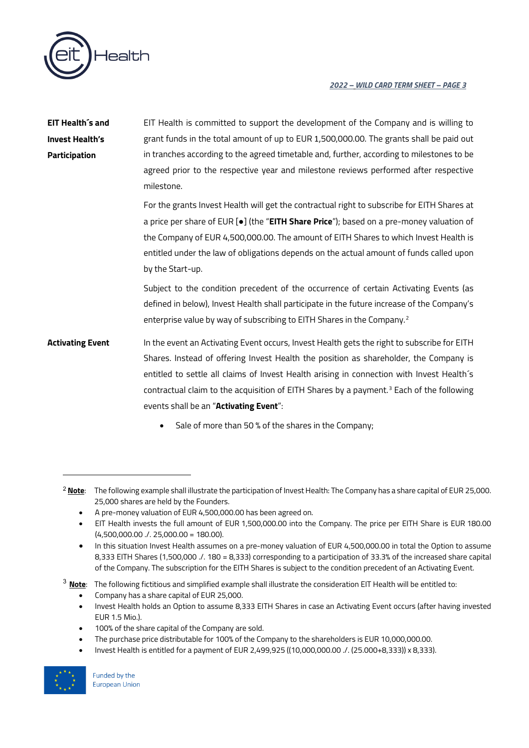| | |
|---|---|
| **EIT Health´s and Invest Health's Participation** | EIT Health is committed to support the development of the Company and is willing to grant funds in the total amount of up to EUR 1,500,000.00. The grants shall be paid out in tranches according to the agreed timetable and, further, according to milestones to be agreed prior to the respective year and milestone reviews performed after respective milestone.<br><br>For the grants Invest Health will get the contractual right to subscribe for EITH Shares at a price per share of EUR [●] (the "**EITH Share Price**"); based on a pre-money valuation of the Company of EUR 4,500,000.00. The amount of EITH Shares to which Invest Health is entitled under the law of obligations depends on the actual amount of funds called upon by the Start-up.<br><br>Subject to the condition precedent of the occurrence of certain Activating Events (as defined in below), Invest Health shall participate in the future increase of the Company's enterprise value by way of subscribing to EITH Shares in the Company.[2] |
| **Activating Event** | In the event an Activating Event occurs, Invest Health gets the right to subscribe for EITH Shares. Instead of offering Invest Health the position as shareholder, the Company is entitled to settle all claims of Invest Health arising in connection with Invest Health´s contractual claim to the acquisition of EITH Shares by a payment.[3] Each of the following events shall be an "**Activating Event**":<br><br>• Sale of more than 50 % of the shares in the Company; |

---

[2] **Note**: The following example shall illustrate the participation of Invest Health: The Company has a share capital of EUR 25,000. 25,000 shares are held by the Founders.

- A pre-money valuation of EUR 4,500,000.00 has been agreed on.
- EIT Health invests the full amount of EUR 1,500,000.00 into the Company. The price per EITH Share is EUR 180.00 (4,500,000.00 ./. 25,000.00 = 180.00).
- In this situation Invest Health assumes on a pre-money valuation of EUR 4,500,000.00 in total the Option to assume 8,333 EITH Shares (1,500,000 ./. 180 = 8,333) corresponding to a participation of 33.3% of the increased share capital of the Company. The subscription for the EITH Shares is subject to the condition precedent of an Activating Event.

[3] **Note**: The following fictitious and simplified example shall illustrate the consideration EIT Health will be entitled to:

- Company has a share capital of EUR 25,000.
- Invest Health holds an Option to assume 8,333 EITH Shares in case an Activating Event occurs (after having invested EUR 1.5 Mio.).
- 100% of the share capital of the Company are sold.
- The purchase price distributable for 100% of the Company to the shareholders is EUR 10,000,000.00.
- Invest Health is entitled for a payment of EUR 2,499,925 ((10,000,000.00 ./. (25.000+8,333)) x 8,333).

Funded by the European Union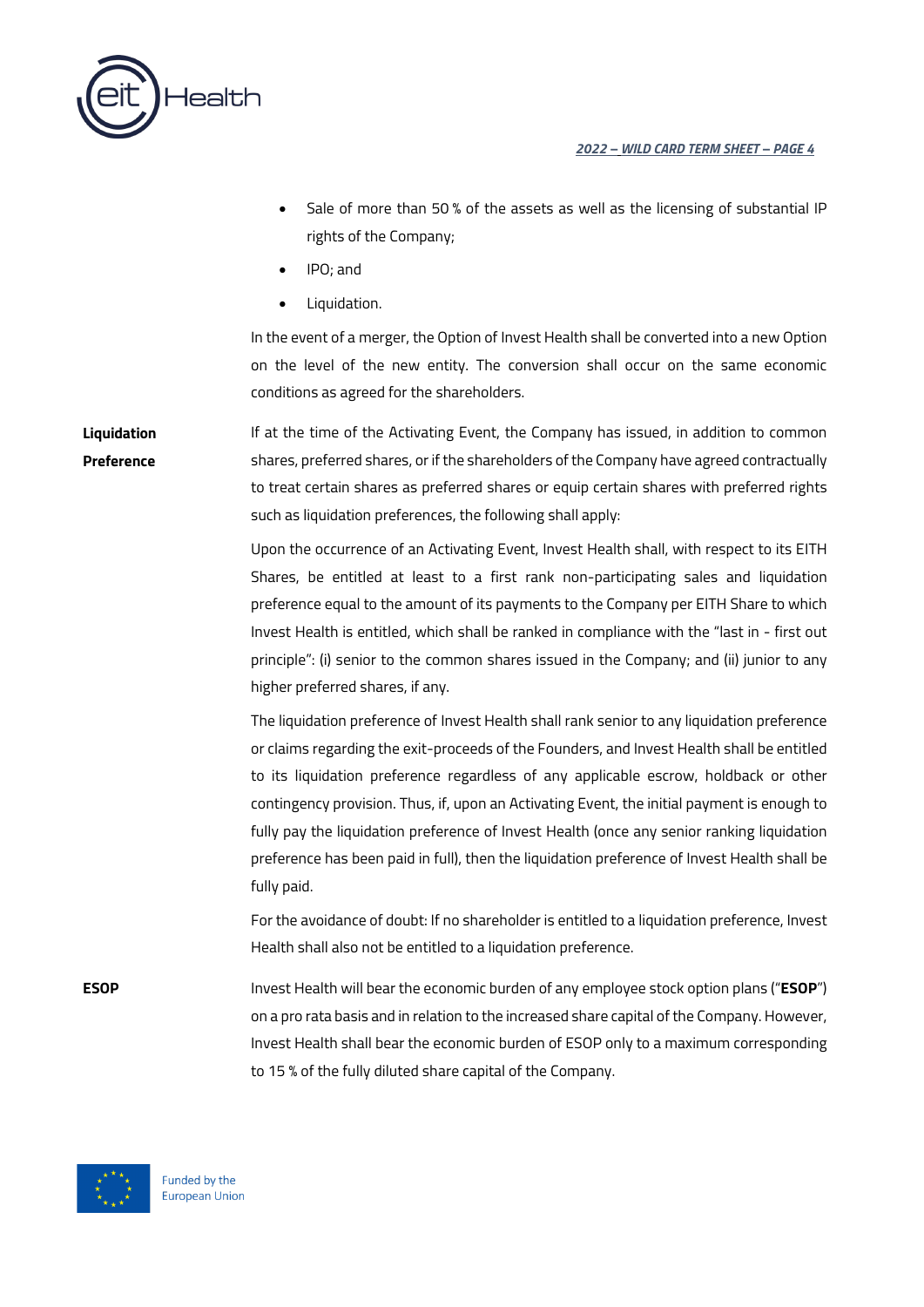- Sale of more than 50 % of the assets as well as the licensing of substantial IP rights of the Company;
- IPO; and
- Liquidation.

In the event of a merger, the Option of Invest Health shall be converted into a new Option on the level of the new entity. The conversion shall occur on the same economic conditions as agreed for the shareholders.

**Liquidation Preference**

If at the time of the Activating Event, the Company has issued, in addition to common shares, preferred shares, or if the shareholders of the Company have agreed contractually to treat certain shares as preferred shares or equip certain shares with preferred rights such as liquidation preferences, the following shall apply:

Upon the occurrence of an Activating Event, Invest Health shall, with respect to its EITH Shares, be entitled at least to a first rank non-participating sales and liquidation preference equal to the amount of its payments to the Company per EITH Share to which Invest Health is entitled, which shall be ranked in compliance with the "last in - first out principle": (i) senior to the common shares issued in the Company; and (ii) junior to any higher preferred shares, if any.

The liquidation preference of Invest Health shall rank senior to any liquidation preference or claims regarding the exit-proceeds of the Founders, and Invest Health shall be entitled to its liquidation preference regardless of any applicable escrow, holdback or other contingency provision. Thus, if, upon an Activating Event, the initial payment is enough to fully pay the liquidation preference of Invest Health (once any senior ranking liquidation preference has been paid in full), then the liquidation preference of Invest Health shall be fully paid.

For the avoidance of doubt: If no shareholder is entitled to a liquidation preference, Invest Health shall also not be entitled to a liquidation preference.

**ESOP**

Invest Health will bear the economic burden of any employee stock option plans ("**ESOP**") on a pro rata basis and in relation to the increased share capital of the Company. However, Invest Health shall bear the economic burden of ESOP only to a maximum corresponding to 15 % of the fully diluted share capital of the Company.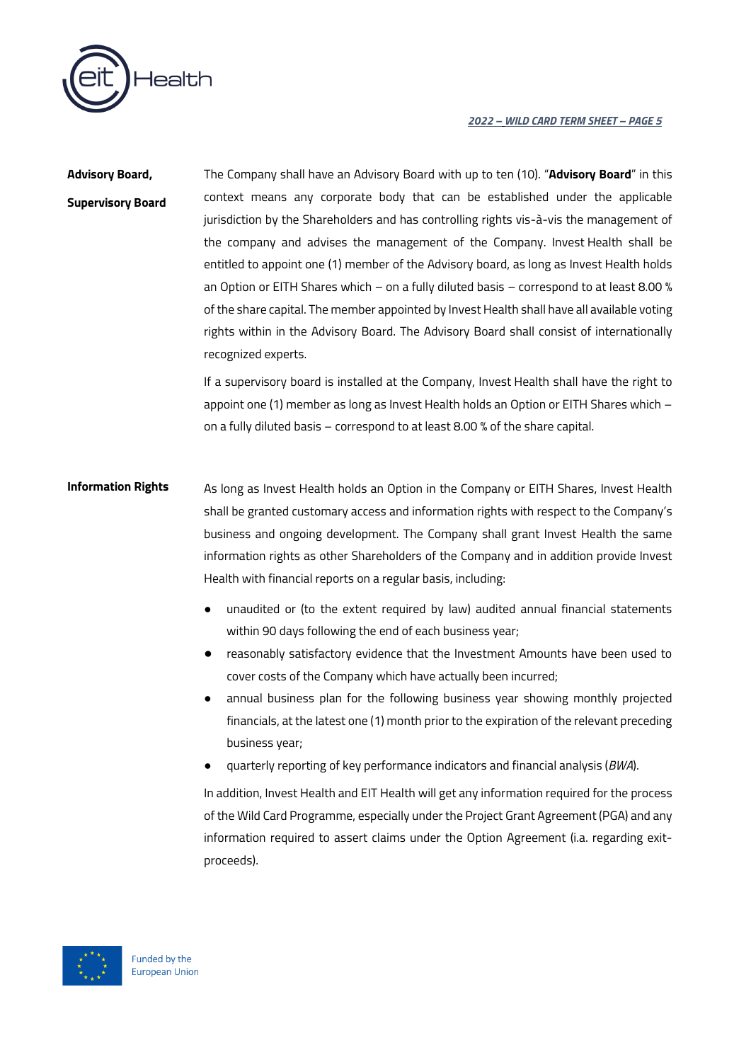**Advisory Board, Supervisory Board**

The Company shall have an Advisory Board with up to ten (10). "**Advisory Board**" in this context means any corporate body that can be established under the applicable jurisdiction by the Shareholders and has controlling rights vis-à-vis the management of the company and advises the management of the Company. Invest Health shall be entitled to appoint one (1) member of the Advisory board, as long as Invest Health holds an Option or EITH Shares which – on a fully diluted basis – correspond to at least 8.00 % of the share capital. The member appointed by Invest Health shall have all available voting rights within in the Advisory Board. The Advisory Board shall consist of internationally recognized experts.

If a supervisory board is installed at the Company, Invest Health shall have the right to appoint one (1) member as long as Invest Health holds an Option or EITH Shares which – on a fully diluted basis – correspond to at least 8.00 % of the share capital.

**Information Rights**

As long as Invest Health holds an Option in the Company or EITH Shares, Invest Health shall be granted customary access and information rights with respect to the Company's business and ongoing development. The Company shall grant Invest Health the same information rights as other Shareholders of the Company and in addition provide Invest Health with financial reports on a regular basis, including:

- unaudited or (to the extent required by law) audited annual financial statements within 90 days following the end of each business year;
- reasonably satisfactory evidence that the Investment Amounts have been used to cover costs of the Company which have actually been incurred;
- annual business plan for the following business year showing monthly projected financials, at the latest one (1) month prior to the expiration of the relevant preceding business year;
- quarterly reporting of key performance indicators and financial analysis (*BWA*).

In addition, Invest Health and EIT Health will get any information required for the process of the Wild Card Programme, especially under the Project Grant Agreement (PGA) and any information required to assert claims under the Option Agreement (i.a. regarding exit-proceeds).

Funded by the European Union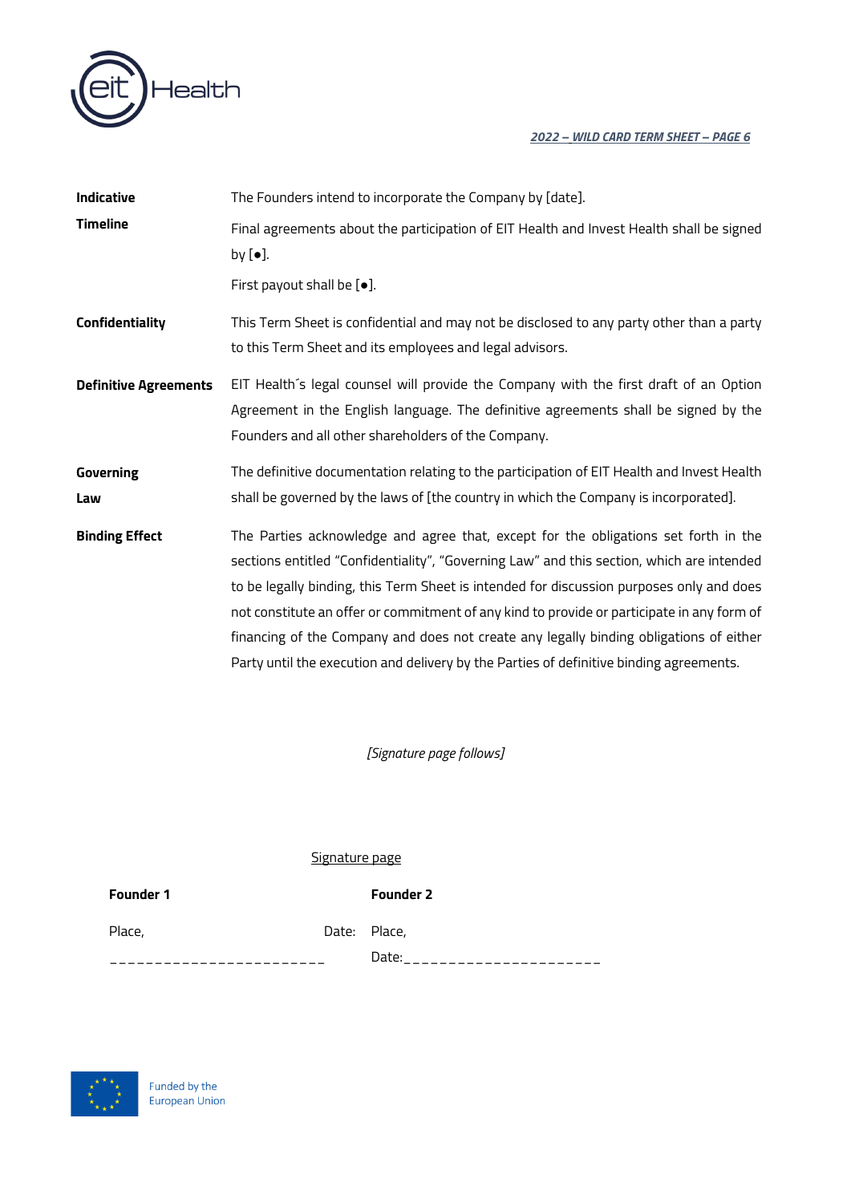| | |
|---|---|
| **Indicative Timeline** | The Founders intend to incorporate the Company by [date].<br><br>Final agreements about the participation of EIT Health and Invest Health shall be signed by [●].<br><br>First payout shall be [●]. |
| **Confidentiality** | This Term Sheet is confidential and may not be disclosed to any party other than a party to this Term Sheet and its employees and legal advisors. |
| **Definitive Agreements** | EIT Health´s legal counsel will provide the Company with the first draft of an Option Agreement in the English language. The definitive agreements shall be signed by the Founders and all other shareholders of the Company. |
| **Governing Law** | The definitive documentation relating to the participation of EIT Health and Invest Health shall be governed by the laws of [the country in which the Company is incorporated]. |
| **Binding Effect** | The Parties acknowledge and agree that, except for the obligations set forth in the sections entitled "Confidentiality", "Governing Law" and this section, which are intended to be legally binding, this Term Sheet is intended for discussion purposes only and does not constitute an offer or commitment of any kind to provide or participate in any form of financing of the Company and does not create any legally binding obligations of either Party until the execution and delivery by the Parties of definitive binding agreements. |

*[Signature page follows]*

Signature page

| **Founder 1** | **Founder 2** |
|---|---|
| Place, Date: | Place, Date: |
| ________________________ | ______________________ |

Funded by the European Union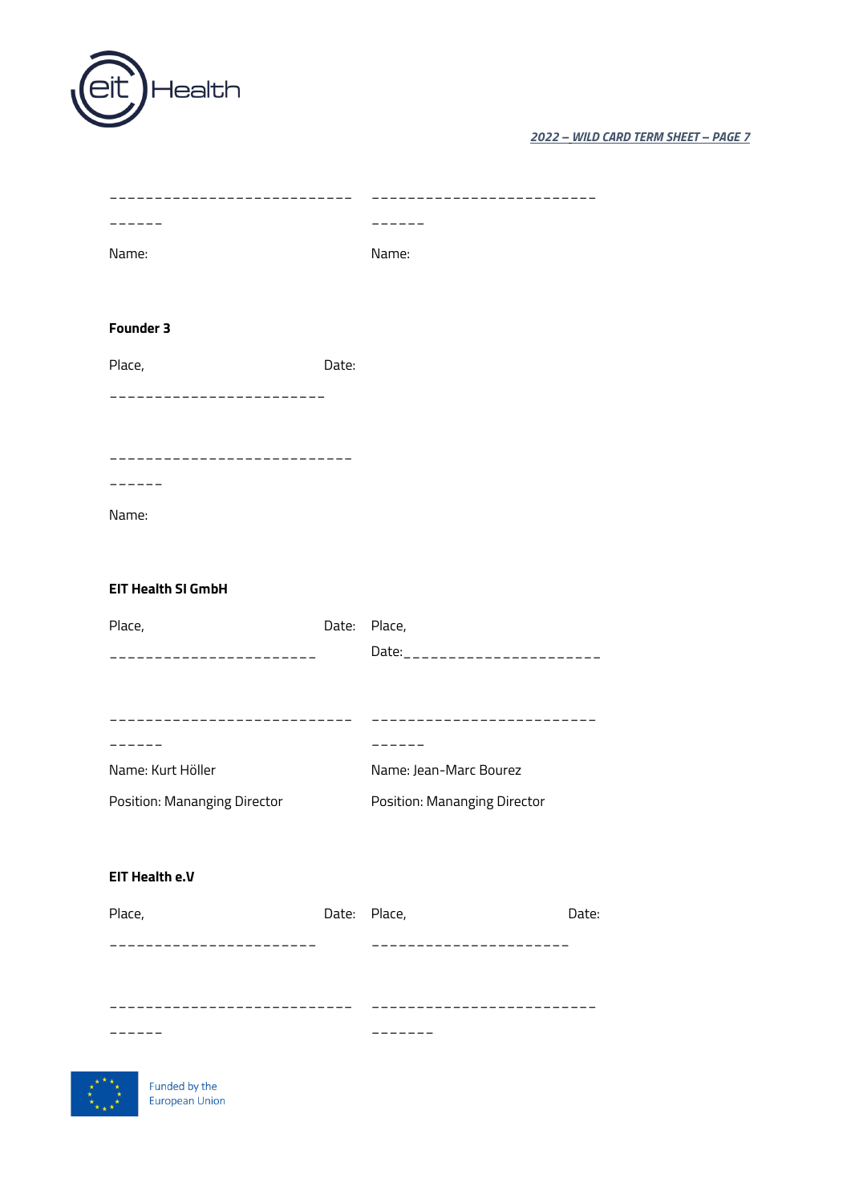\_\_\_\_\_\_\_\_\_\_\_\_\_\_\_\_\_\_\_\_\_\_\_\_\_\_\_\_\_\_\_\_\_\_\_ \_\_\_\_\_\_\_\_\_\_\_\_\_\_\_\_\_\_\_\_\_\_\_\_\_\_\_\_\_\_\_\_

Name: Name:

**Founder 3**

Place, Date:

\_\_\_\_\_\_\_\_\_\_\_\_\_\_\_\_\_\_\_\_\_\_\_\_\_\_\_\_\_\_\_

\_\_\_\_\_\_\_\_\_\_\_\_\_\_\_\_\_\_\_\_\_\_\_\_\_\_\_\_\_\_\_\_\_\_\_

Name:

**EIT Health SI GmbH**

Place, Date: Place,

\_\_\_\_\_\_\_\_\_\_\_\_\_\_\_\_\_\_\_\_\_\_\_\_\_\_\_\_\_\_ Date:\_\_\_\_\_\_\_\_\_\_\_\_\_\_\_\_\_\_\_\_\_\_\_\_\_\_

\_\_\_\_\_\_\_\_\_\_\_\_\_\_\_\_\_\_\_\_\_\_\_\_\_\_\_\_\_\_\_\_\_\_\_ \_\_\_\_\_\_\_\_\_\_\_\_\_\_\_\_\_\_\_\_\_\_\_\_\_\_\_\_\_\_\_\_

Name: Kurt Höller

Position: Mananging Director

Name: Jean-Marc Bourez

Position: Mananging Director

**EIT Health e.V**

Place, Date: Place, Date:

\_\_\_\_\_\_\_\_\_\_\_\_\_\_\_\_\_\_\_\_\_\_\_\_\_\_\_\_\_\_ \_\_\_\_\_\_\_\_\_\_\_\_\_\_\_\_\_\_\_\_\_\_\_\_\_\_\_\_

\_\_\_\_\_\_\_\_\_\_\_\_\_\_\_\_\_\_\_\_\_\_\_\_\_\_\_\_\_\_\_\_\_\_\_ \_\_\_\_\_\_\_\_\_\_\_\_\_\_\_\_\_\_\_\_\_\_\_\_\_\_\_\_\_\_\_\_\_

Funded by the European Union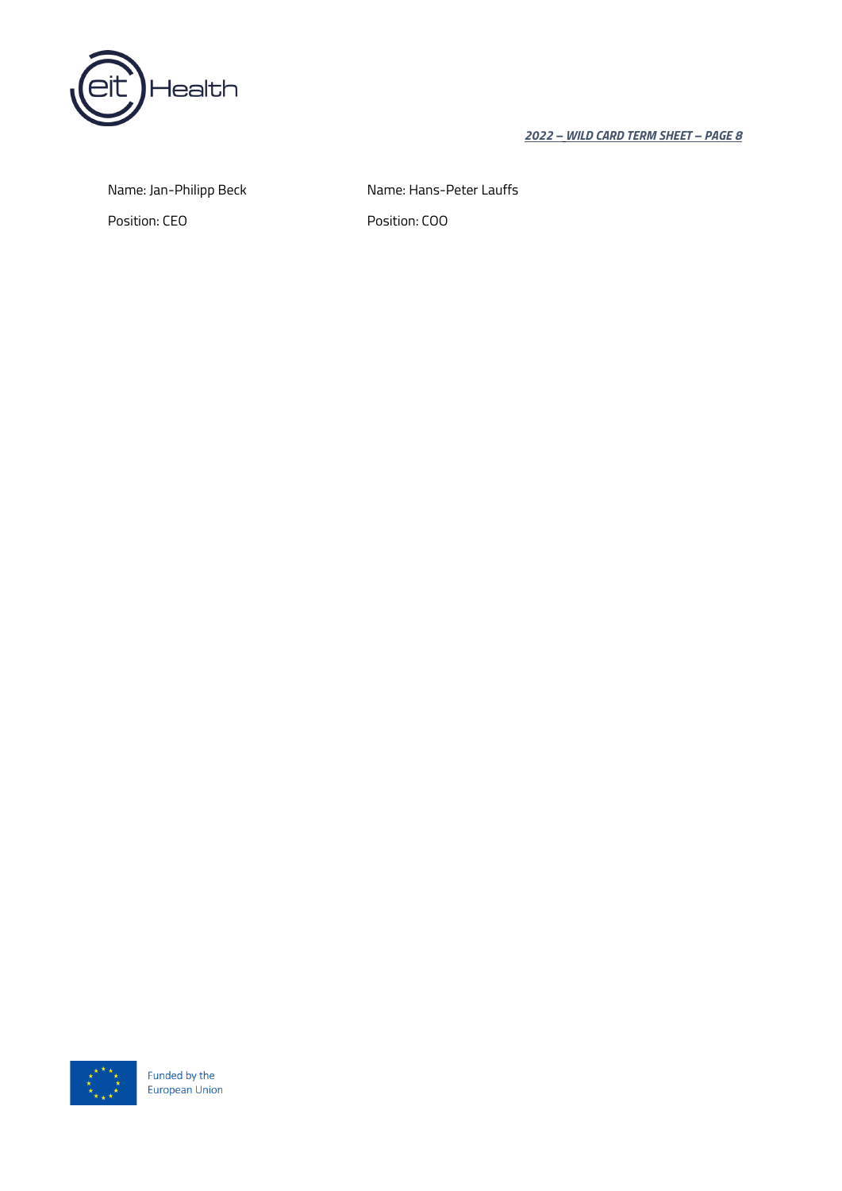| | |
|---|---|
| Name: Jan-Philipp Beck | Name: Hans-Peter Lauffs |
| Position: CEO | Position: COO |

Funded by the European Union